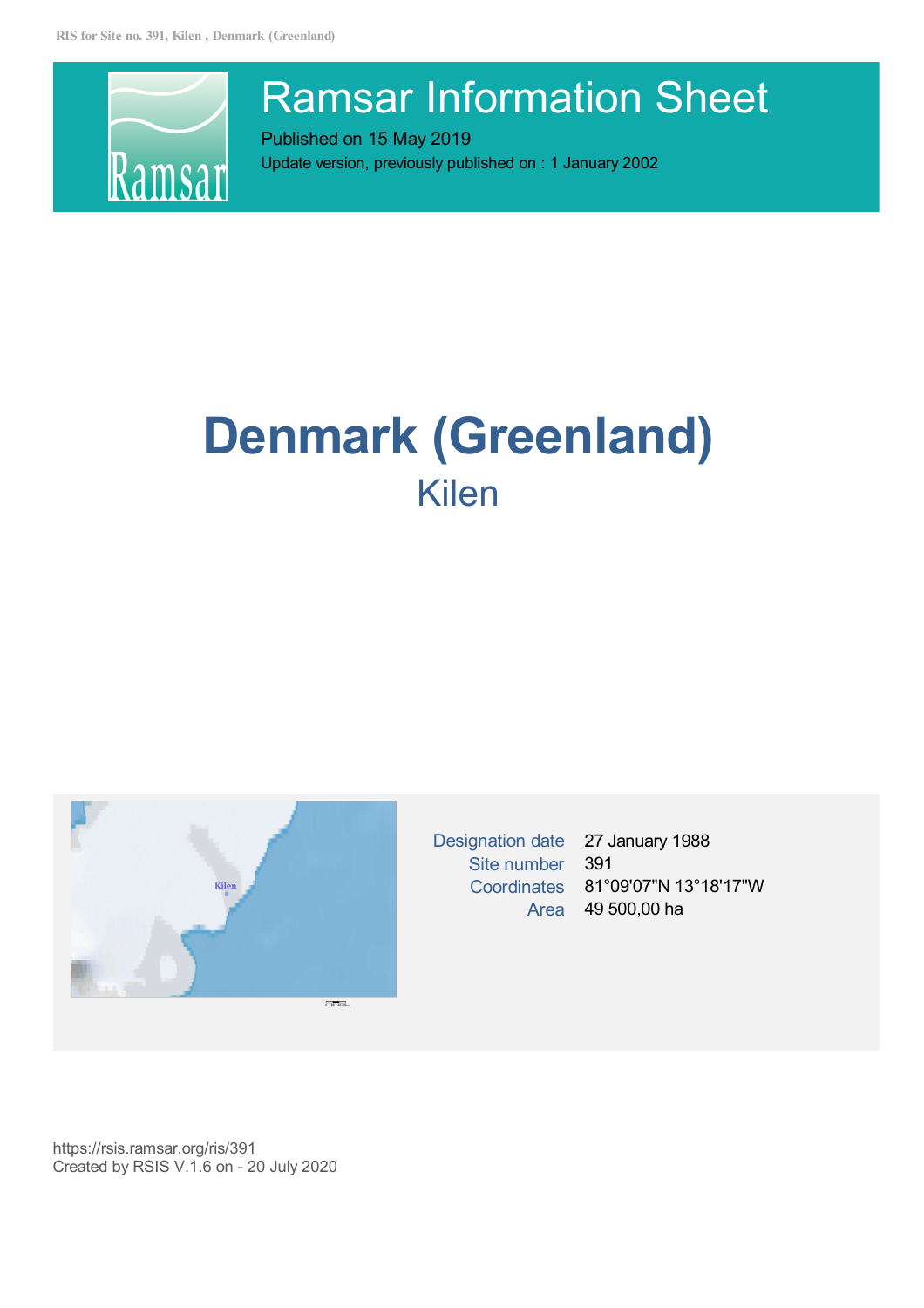# Ramsar Information Sheet

Published on 15 May 2019

Update version, previously published on : 1 January 2002

# Denmark (Greenland)

## Kilen

| | |
|---|---|
| Designation date | 27 January 1988 |
| Site number | 391 |
| Coordinates | 81°09'07"N 13°18'17"W |
| Area | 49 500,00 ha |

https://rsis.ramsar.org/ris/391

Created by RSIS V.1.6 on - 20 July 2020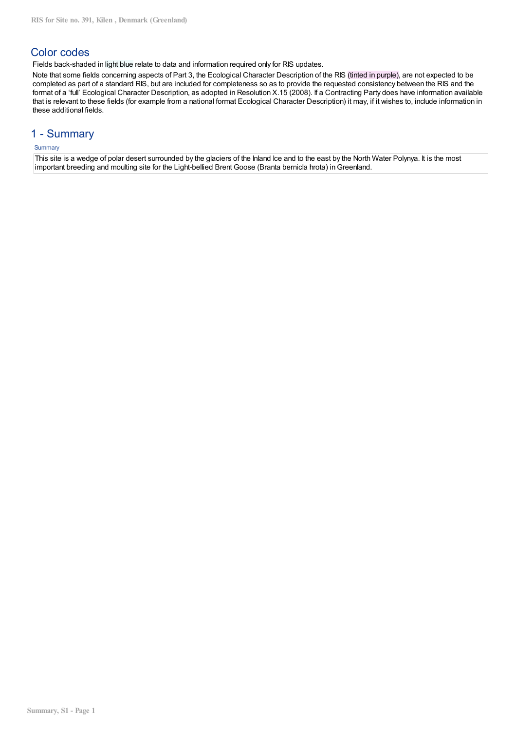## Color codes

Fields back-shaded in light blue relate to data and information required only for RIS updates.

Note that some fields concerning aspects of Part 3, the Ecological Character Description of the RIS (tinted in purple), are not expected to be completed as part of a standard RIS, but are included for completeness so as to provide the requested consistency between the RIS and the format of a 'full' Ecological Character Description, as adopted in Resolution X.15 (2008). If a Contracting Party does have information available that is relevant to these fields (for example from a national format Ecological Character Description) it may, if it wishes to, include information in these additional fields.

## 1 - Summary

Summary

This site is a wedge of polar desert surrounded by the glaciers of the Inland Ice and to the east by the North Water Polynya. It is the most important breeding and moulting site for the Light-bellied Brent Goose (Branta bernicla hrota) in Greenland.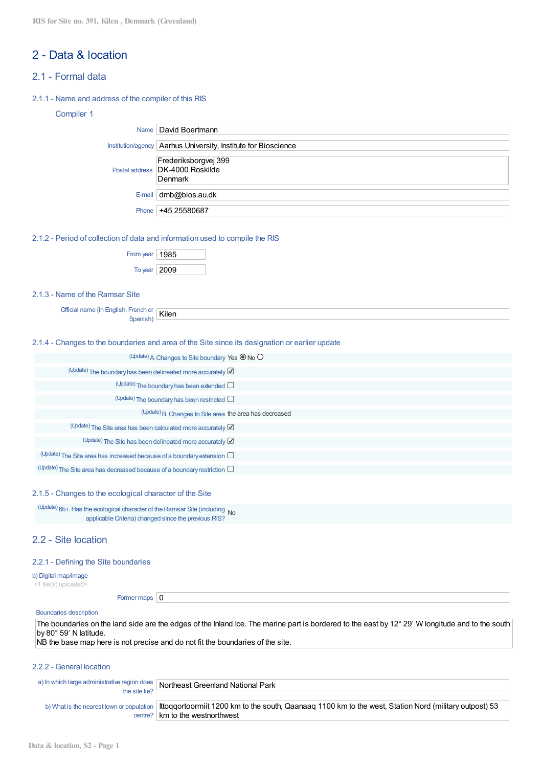# 2 - Data & location

## 2.1 - Formal data

### 2.1.1 - Name and address of the compiler of this RIS

#### Compiler 1

| | |
|---|---|
| Name | David Boertmann |
| Institution/agency | Aarhus University, Institute for Bioscience |
| Postal address | Frederiksborgvej 399<br>DK-4000 Roskilde<br>Denmark |
| E-mail | dmb@bios.au.dk |
| Phone | +45 25580687 |

### 2.1.2 - Period of collection of data and information used to compile the RIS

| | |
|---|---|
| From year | 1985 |
| To year | 2009 |

### 2.1.3 - Name of the Ramsar Site

| | |
|---|---|
| Official name (in English, French or Spanish) | Kilen |

### 2.1.4 - Changes to the boundaries and area of the Site since its designation or earlier update

| | |
|---|---|
| (Update) A. Changes to Site boundary | Yes ◉ No ○ |
| (Update) The boundary has been delineated more accurately | ☑ |
| (Update) The boundary has been extended | ☐ |
| (Update) The boundary has been restricted | ☐ |
| (Update) B. Changes to Site area | the area has decreased |
| (Update) The Site area has been calculated more accurately | ☑ |
| (Update) The Site has been delineated more accurately | ☑ |
| (Update) The Site area has increased because of a boundary extension | ☐ |
| (Update) The Site area has decreased because of a boundary restriction | ☐ |

### 2.1.5 - Changes to the ecological character of the Site

| | |
|---|---|
| (Update) 6b i. Has the ecological character of the Ramsar Site (including applicable Criteria) changed since the previous RIS? | No |

## 2.2 - Site location

### 2.2.1 - Defining the Site boundaries

b) Digital map/image
<1 file(s) uploaded>

| | |
|---|---|
| Former maps | 0 |

Boundaries description

The boundaries on the land side are the edges of the Inland Ice. The marine part is bordered to the east by 12° 29' W longitude and to the south by 80° 59' N latitude.
NB the base map here is not precise and do not fit the boundaries of the site.

### 2.2.2 - General location

| | |
|---|---|
| a) In which large administrative region does the site lie? | Northeast Greenland National Park |
| b) What is the nearest town or population centre? | Ittoqqortoormiit 1200 km to the south, Qaanaaq 1100 km to the west, Station Nord (military outpost) 53 km to the westnorthwest |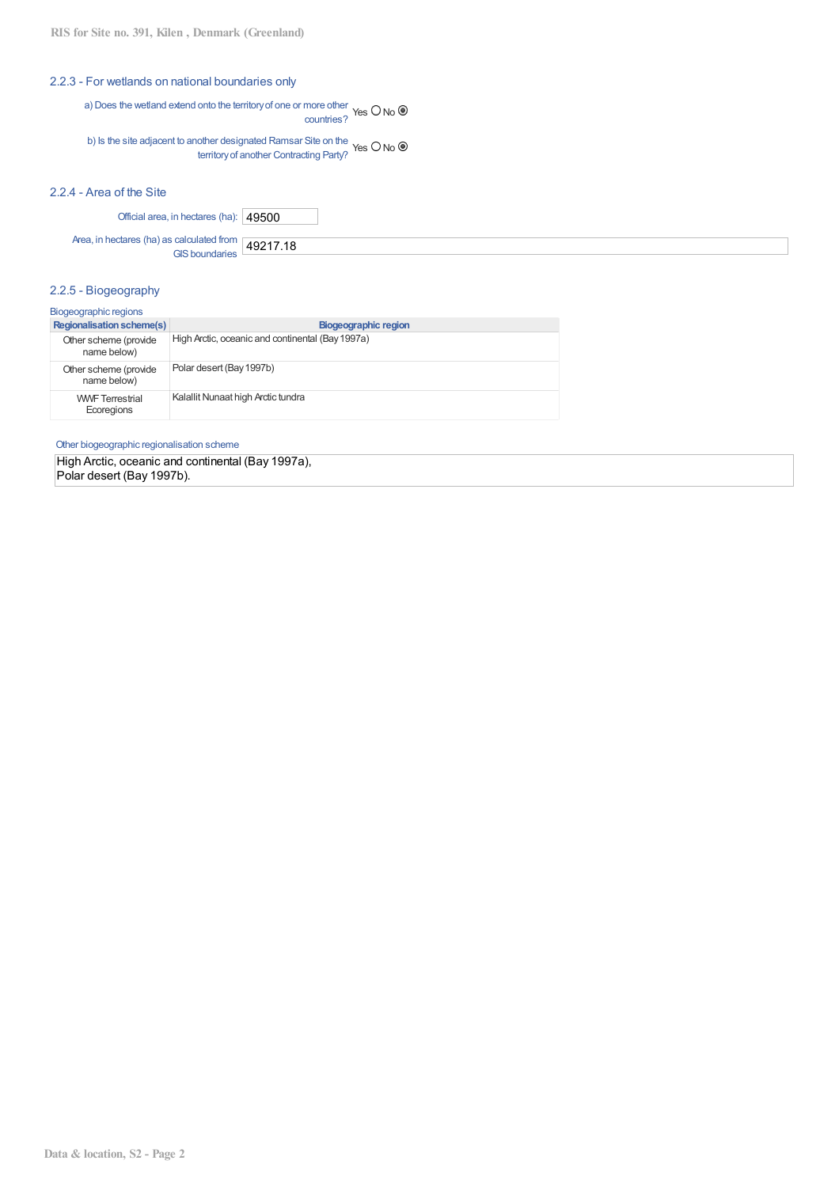### 2.2.3 - For wetlands on national boundaries only

a) Does the wetland extend onto the territory of one or more other countries? Yes ○ No ◉

b) Is the site adjacent to another designated Ramsar Site on the territory of another Contracting Party? Yes ○ No ◉

### 2.2.4 - Area of the Site

Official area, in hectares (ha): 49500

Area, in hectares (ha) as calculated from GIS boundaries: 49217.18

### 2.2.5 - Biogeography

Biogeographic regions

| Regionalisation scheme(s) | Biogeographic region |
|---|---|
| Other scheme (provide name below) | High Arctic, oceanic and continental (Bay 1997a) |
| Other scheme (provide name below) | Polar desert (Bay 1997b) |
| WWF Terrestrial Ecoregions | Kalallit Nunaat high Arctic tundra |

Other biogeographic regionalisation scheme

High Arctic, oceanic and continental (Bay 1997a),
Polar desert (Bay 1997b).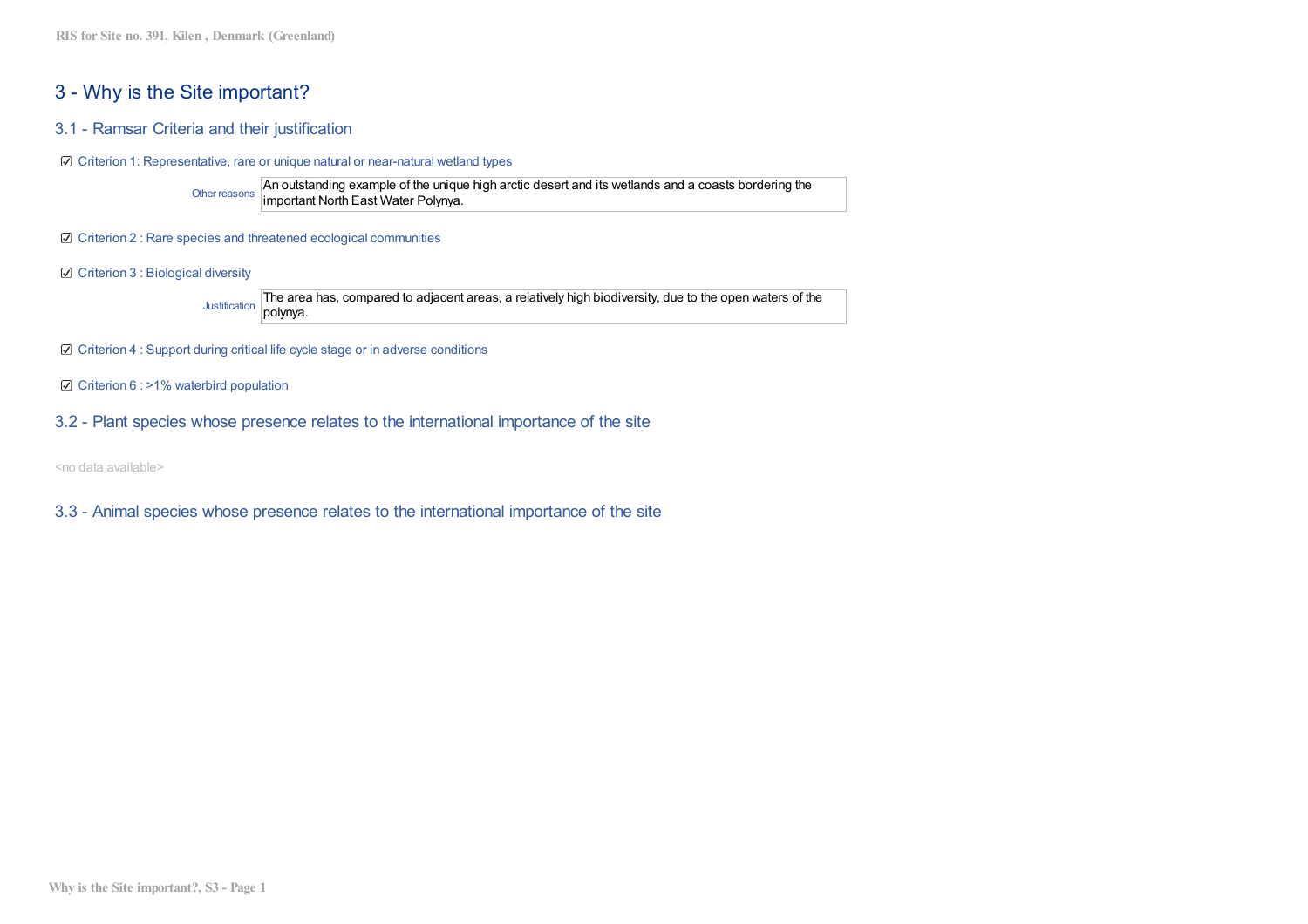# 3 - Why is the Site important?

## 3.1 - Ramsar Criteria and their justification

☑ Criterion 1: Representative, rare or unique natural or near-natural wetland types

Other reasons: An outstanding example of the unique high arctic desert and its wetlands and a coasts bordering the important North East Water Polynya.

☑ Criterion 2 : Rare species and threatened ecological communities

☑ Criterion 3 : Biological diversity

Justification: The area has, compared to adjacent areas, a relatively high biodiversity, due to the open waters of the polynya.

☑ Criterion 4 : Support during critical life cycle stage or in adverse conditions

☑ Criterion 6 : >1% waterbird population

## 3.2 - Plant species whose presence relates to the international importance of the site

<no data available>

## 3.3 - Animal species whose presence relates to the international importance of the site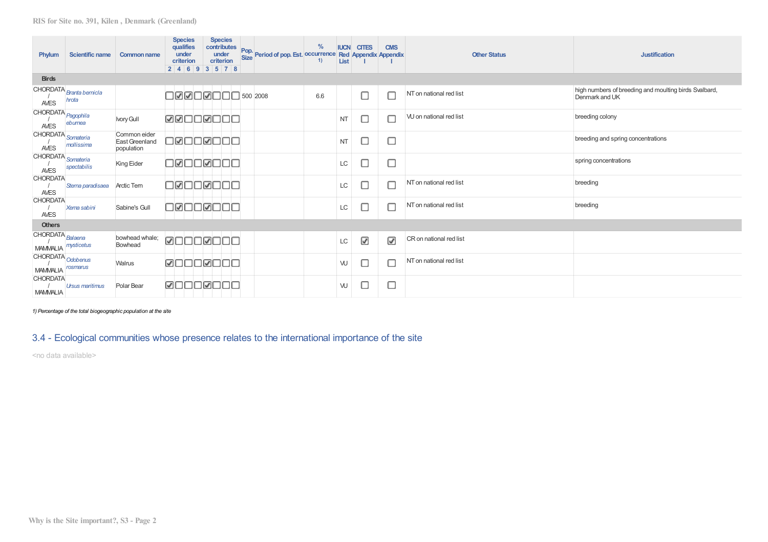| Phylum | Scientific name | Common name | Species qualifies under criterion | | | | Species contributes under criterion | | | | Pop. Size | Period of pop. Est. | % occurrence 1) | IUCN Red List | CITES Appendix I | CMS Appendix I | Other Status | Justification |
|---|---|---|---|---|---|---|---|---|---|---|---|---|---|---|---|---|---|---|
| | | | 2 | 4 | 6 | 9 | 3 | 5 | 7 | 8 | | | | | | | | |
| **Birds** | | | | | | | | | | | | | | | | | | |
| CHORDATA / AVES | *Branta bernicla hrota* | | ☐ | ☑ | ☑ | ☐ | ☑ | ☐ | ☐ | ☐ | 500 | 2008 | 6.6 | | ☐ | ☐ | NT on national red list | high numbers of breeding and moulting birds Svalbard, Denmark and UK |
| CHORDATA / AVES | *Pagophila eburnea* | Ivory Gull | ☑ | ☑ | ☐ | ☐ | ☑ | ☐ | ☐ | ☐ | | | | NT | ☐ | ☐ | VU on national red list | breeding colony |
| CHORDATA / AVES | *Somateria mollissima* | Common eider East Greenland population | ☐ | ☑ | ☐ | ☐ | ☑ | ☐ | ☐ | ☐ | | | | NT | ☐ | ☐ | | breeding and spring concentrations |
| CHORDATA / AVES | *Somateria spectabilis* | King Eider | ☐ | ☑ | ☐ | ☐ | ☑ | ☐ | ☐ | ☐ | | | | LC | ☐ | ☐ | | spring concentrations |
| CHORDATA / AVES | *Sterna paradisaea* | Arctic Tern | ☐ | ☑ | ☐ | ☐ | ☑ | ☐ | ☐ | ☐ | | | | LC | ☐ | ☐ | NT on national red list | breeding |
| CHORDATA / AVES | *Xema sabini* | Sabine's Gull | ☐ | ☑ | ☐ | ☐ | ☑ | ☐ | ☐ | ☐ | | | | LC | ☐ | ☐ | NT on national red list | breeding |
| **Others** | | | | | | | | | | | | | | | | | | |
| CHORDATA / MAMMALIA | *Balaena mysticetus* | bowhead whale; Bowhead | ☑ | ☐ | ☐ | ☐ | ☑ | ☐ | ☐ | ☐ | | | | LC | ☑ | ☑ | CR on national red list | |
| CHORDATA / MAMMALIA | *Odobenus rosmarus* | Walrus | ☑ | ☐ | ☐ | ☐ | ☑ | ☐ | ☐ | ☐ | | | | VU | ☐ | ☐ | NT on national red list | |
| CHORDATA / MAMMALIA | *Ursus maritimus* | Polar Bear | ☑ | ☐ | ☐ | ☐ | ☑ | ☐ | ☐ | ☐ | | | | VU | ☐ | ☐ | | |

*1) Percentage of the total biogeographic population at the site*

## 3.4 - Ecological communities whose presence relates to the international importance of the site

<no data available>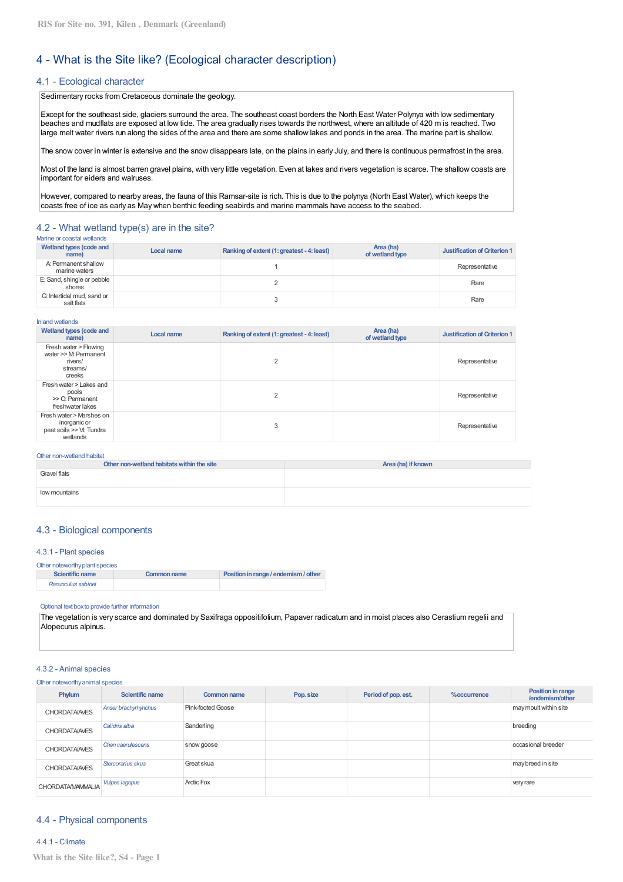# 4 - What is the Site like? (Ecological character description)

## 4.1 - Ecological character

Sedimentary rocks from Cretaceous dominate the geology.

Except for the southeast side, glaciers surround the area. The southeast coast borders the North East Water Polynya with low sedimentary beaches and mudflats are exposed at low tide. The area gradually rises towards the northwest, where an altitude of 420 m is reached. Two large melt water rivers run along the sides of the area and there are some shallow lakes and ponds in the area. The marine part is shallow.

The snow cover in winter is extensive and the snow disappears late, on the plains in early July, and there is continuous permafrost in the area.

Most of the land is almost barren gravel plains, with very little vegetation. Even at lakes and rivers vegetation is scarce. The shallow coasts are important for eiders and walruses.

However, compared to nearby areas, the fauna of this Ramsar-site is rich. This is due to the polynya (North East Water), which keeps the coasts free of ice as early as May when benthic feeding seabirds and marine mammals have access to the seabed.

## 4.2 - What wetland type(s) are in the site?

Marine or coastal wetlands

| Wetland types (code and name) | Local name | Ranking of extent (1: greatest - 4: least) | Area (ha) of wetland type | Justification of Criterion 1 |
|---|---|---|---|---|
| A: Permanent shallow marine waters | | 1 | | Representative |
| E: Sand, shingle or pebble shores | | 2 | | Rare |
| G: Intertidal mud, sand or salt flats | | 3 | | Rare |

Inland wetlands

| Wetland types (code and name) | Local name | Ranking of extent (1: greatest - 4: least) | Area (ha) of wetland type | Justification of Criterion 1 |
|---|---|---|---|---|
| Fresh water > Flowing water >> M: Permanent rivers/ streams/ creeks | | 2 | | Representative |
| Fresh water > Lakes and pools >> O: Permanent freshwater lakes | | 2 | | Representative |
| Fresh water > Marshes on inorganic or peat soils >> Vt: Tundra wetlands | | 3 | | Representative |

Other non-wetland habitat

| Other non-wetland habitats within the site | Area (ha) if known |
|---|---|
| Gravel flats | |
| low mountains | |

## 4.3 - Biological components

### 4.3.1 - Plant species

Other noteworthy plant species

| Scientific name | Common name | Position in range / endemism / other |
|---|---|---|
| *Ranunculus sabinei* | | |

Optional text box to provide further information

The vegetation is very scarce and dominated by Saxifraga oppositifolium, Papaver radicatum and in moist places also Cerastium regelii and Alopecurus alpinus.

### 4.3.2 - Animal species

Other noteworthy animal species

| Phylum | Scientific name | Common name | Pop. size | Period of pop. est. | %occurrence | Position in range /endemism/other |
|---|---|---|---|---|---|---|
| CHORDATA/AVES | *Anser brachyrhynchus* | Pink-footed Goose | | | | may moult within site |
| CHORDATA/AVES | *Calidris alba* | Sanderling | | | | breeding |
| CHORDATA/AVES | *Chen caerulescens* | snow goose | | | | occasional breeder |
| CHORDATA/AVES | *Stercorarius skua* | Great skua | | | | may breed in site |
| CHORDATA/MAMMALIA | *Vulpes lagopus* | Arctic Fox | | | | very rare |

## 4.4 - Physical components

### 4.4.1 - Climate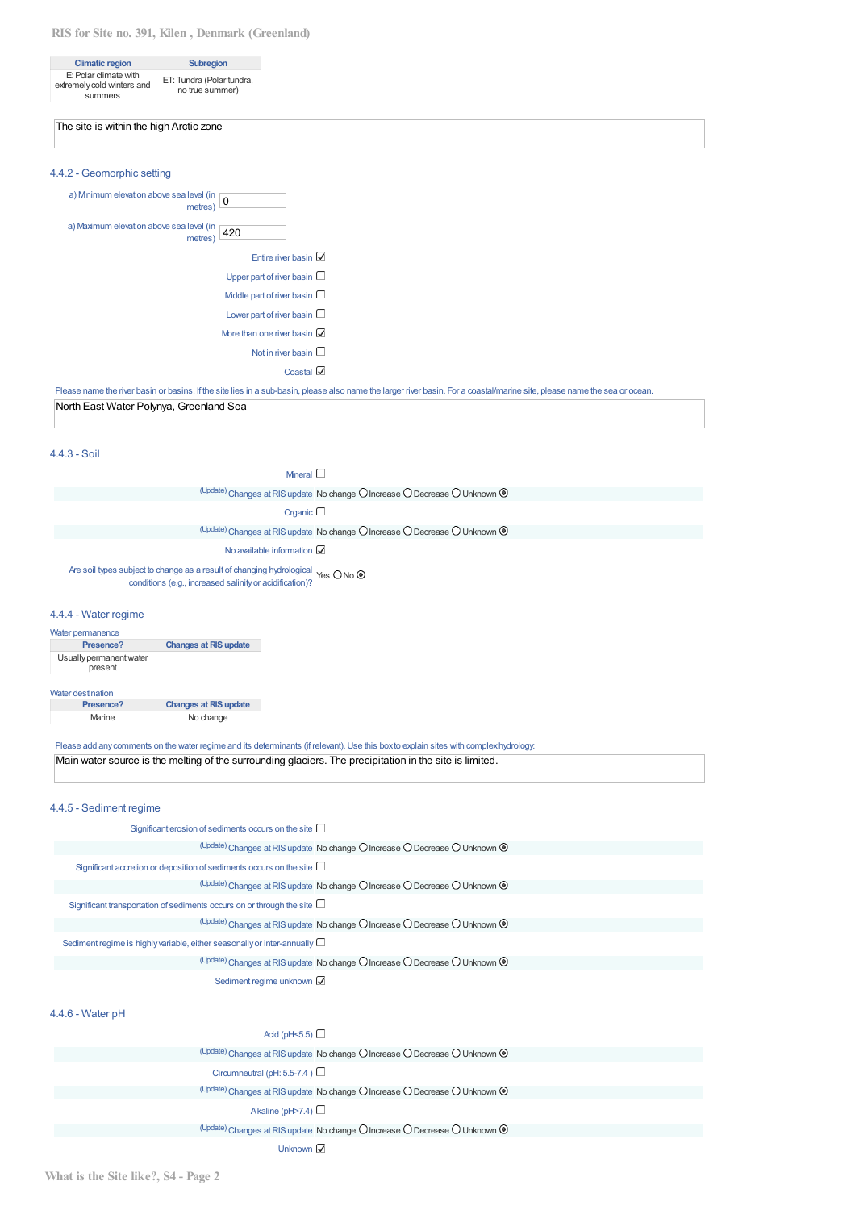| Climatic region | Subregion |
|---|---|
| E: Polar climate with extremely cold winters and summers | ET: Tundra (Polar tundra, no true summer) |

The site is within the high Arctic zone

### 4.4.2 - Geomorphic setting

a) Minimum elevation above sea level (in metres): 0

a) Maximum elevation above sea level (in metres): 420

Entire river basin ☑

Upper part of river basin ☐

Middle part of river basin ☐

Lower part of river basin ☐

More than one river basin ☑

Not in river basin ☐

Coastal ☑

Please name the river basin or basins. If the site lies in a sub-basin, please also name the larger river basin. For a coastal/marine site, please name the sea or ocean.

North East Water Polynya, Greenland Sea

### 4.4.3 - Soil

Mineral ☐

(Update) Changes at RIS update No change ○ Increase ○ Decrease ○ Unknown ◉

Organic ☐

(Update) Changes at RIS update No change ○ Increase ○ Decrease ○ Unknown ◉

No available information ☑

Are soil types subject to change as a result of changing hydrological conditions (e.g., increased salinity or acidification)? Yes ○ No ◉

### 4.4.4 - Water regime

Water permanence

| Presence? | Changes at RIS update |
|---|---|
| Usually permanent water present | |

Water destination

| Presence? | Changes at RIS update |
|---|---|
| Marine | No change |

Please add any comments on the water regime and its determinants (if relevant). Use this box to explain sites with complex hydrology:

Main water source is the melting of the surrounding glaciers. The precipitation in the site is limited.

### 4.4.5 - Sediment regime

Significant erosion of sediments occurs on the site ☐

(Update) Changes at RIS update No change ○ Increase ○ Decrease ○ Unknown ◉

Significant accretion or deposition of sediments occurs on the site ☐

(Update) Changes at RIS update No change ○ Increase ○ Decrease ○ Unknown ◉

Significant transportation of sediments occurs on or through the site ☐

(Update) Changes at RIS update No change ○ Increase ○ Decrease ○ Unknown ◉

Sediment regime is highly variable, either seasonally or inter-annually ☐

(Update) Changes at RIS update No change ○ Increase ○ Decrease ○ Unknown ◉

Sediment regime unknown ☑

### 4.4.6 - Water pH

Acid (pH<5.5) ☐

(Update) Changes at RIS update No change ○ Increase ○ Decrease ○ Unknown ◉

Circumneutral (pH: 5.5-7.4 ) ☐

(Update) Changes at RIS update No change ○ Increase ○ Decrease ○ Unknown ◉

Alkaline (pH>7.4) ☐

(Update) Changes at RIS update No change ○ Increase ○ Decrease ○ Unknown ◉

Unknown ☑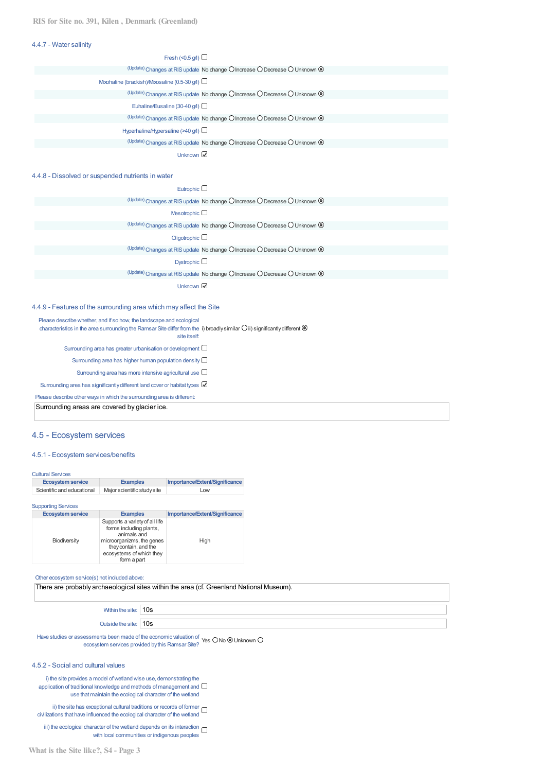### 4.4.7 - Water salinity

Fresh (<0.5 g/l) ☐

(Update) Changes at RIS update No change ○ Increase ○ Decrease ○ Unknown ◉

Mixohaline (brackish)/Mixosaline (0.5-30 g/l) ☐

(Update) Changes at RIS update No change ○ Increase ○ Decrease ○ Unknown ◉

Euhaline/Eusaline (30-40 g/l) ☐

(Update) Changes at RIS update No change ○ Increase ○ Decrease ○ Unknown ◉

Hyperhaline/Hypersaline (>40 g/l) ☐

(Update) Changes at RIS update No change ○ Increase ○ Decrease ○ Unknown ◉

Unknown ☑

### 4.4.8 - Dissolved or suspended nutrients in water

Eutrophic ☐

(Update) Changes at RIS update No change ○ Increase ○ Decrease ○ Unknown ◉

Mesotrophic ☐

(Update) Changes at RIS update No change ○ Increase ○ Decrease ○ Unknown ◉

Oligotrophic ☐

(Update) Changes at RIS update No change ○ Increase ○ Decrease ○ Unknown ◉

Dystrophic ☐

(Update) Changes at RIS update No change ○ Increase ○ Decrease ○ Unknown ◉

Unknown ☑

### 4.4.9 - Features of the surrounding area which may affect the Site

Please describe whether, and if so how, the landscape and ecological characteristics in the area surrounding the Ramsar Site differ from the site itself: i) broadly similar ○ ii) significantly different ◉

Surrounding area has greater urbanisation or development ☐

Surrounding area has higher human population density ☐

Surrounding area has more intensive agricultural use ☐

Surrounding area has significantly different land cover or habitat types ☑

Please describe other ways in which the surrounding area is different:

Surrounding areas are covered by glacier ice.

## 4.5 - Ecosystem services

### 4.5.1 - Ecosystem services/benefits

Cultural Services

| Ecosystem service | Examples | Importance/Extent/Significance |
|---|---|---|
| Scientific and educational | Major scientific study site | Low |

Supporting Services

| Ecosystem service | Examples | Importance/Extent/Significance |
|---|---|---|
| Biodiversity | Supports a variety of all life forms including plants, animals and microorganizms, the genes they contain, and the ecosystems of which they form a part | High |

Other ecosystem service(s) not included above:

There are probably archaeological sites within the area (cf. Greenland National Museum).

Within the site: 10s

Outside the site: 10s

Have studies or assessments been made of the economic valuation of ecosystem services provided by this Ramsar Site? Yes ○ No ◉ Unknown ○

### 4.5.2 - Social and cultural values

i) the site provides a model of wetland wise use, demonstrating the application of traditional knowledge and methods of management and use that maintain the ecological character of the wetland ☐

ii) the site has exceptional cultural traditions or records of former civilizations that have influenced the ecological character of the wetland ☐

iii) the ecological character of the wetland depends on its interaction with local communities or indigenous peoples ☐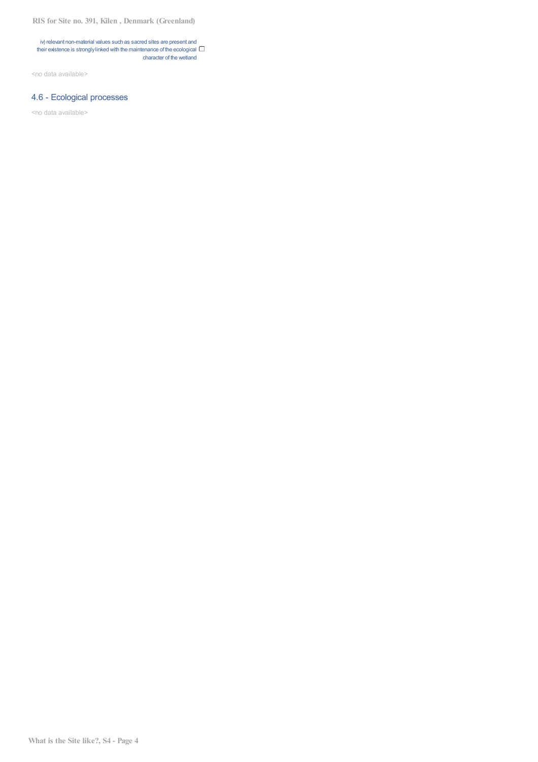iv) relevant non-material values such as sacred sites are present and their existence is strongly linked with the maintenance of the ecological character of the wetland ☐

<no data available>

## 4.6 - Ecological processes

<no data available>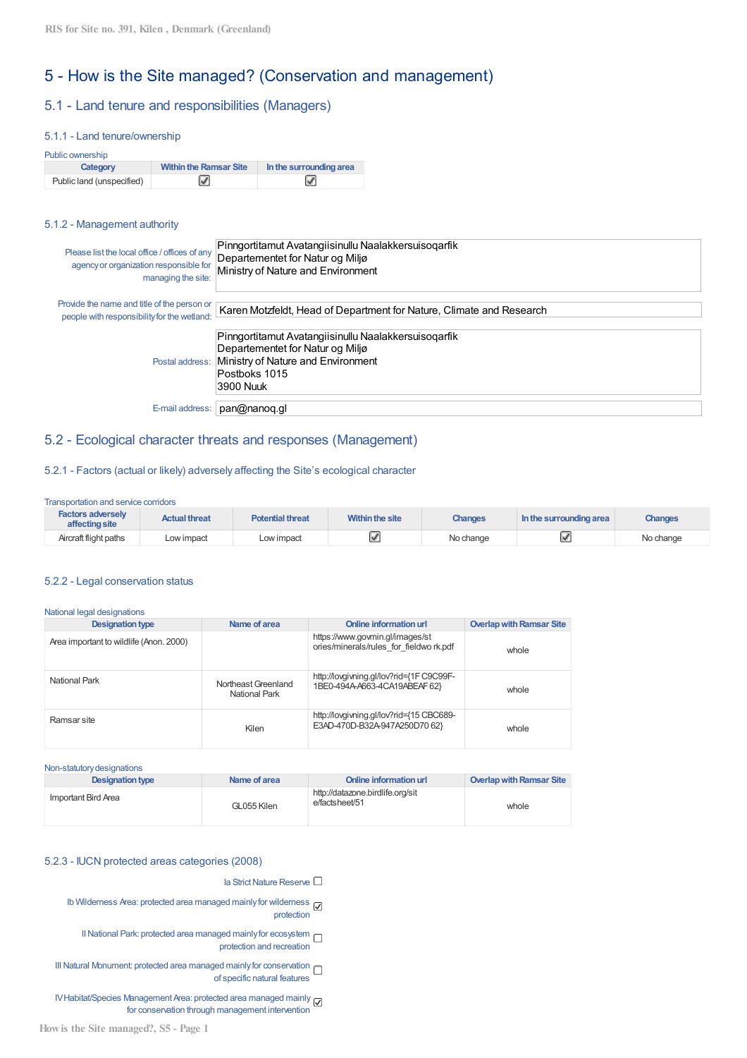# 5 - How is the Site managed? (Conservation and management)

## 5.1 - Land tenure and responsibilities (Managers)

### 5.1.1 - Land tenure/ownership

Public ownership

| Category | Within the Ramsar Site | In the surrounding area |
| --- | --- | --- |
| Public land (unspecified) | ☑ | ☑ |

### 5.1.2 - Management authority

Please list the local office / offices of any agency or organization responsible for managing the site:

Pinngortitamut Avatangiisinullu Naalakkersuisoqarfik
Departementet for Natur og Miljø
Ministry of Nature and Environment

Provide the name and title of the person or people with responsibility for the wetland: Karen Motzfeldt, Head of Department for Nature, Climate and Research

Postal address:

Pinngortitamut Avatangiisinullu Naalakkersuisoqarfik
Departementet for Natur og Miljø
Ministry of Nature and Environment
Postboks 1015
3900 Nuuk

E-mail address: pan@nanoq.gl

## 5.2 - Ecological character threats and responses (Management)

### 5.2.1 - Factors (actual or likely) adversely affecting the Site's ecological character

Transportation and service corridors

| Factors adversely affecting site | Actual threat | Potential threat | Within the site | Changes | In the surrounding area | Changes |
| --- | --- | --- | --- | --- | --- | --- |
| Aircraft flight paths | Low impact | Low impact | ☑ | No change | ☑ | No change |

### 5.2.2 - Legal conservation status

National legal designations

| Designation type | Name of area | Online information url | Overlap with Ramsar Site |
| --- | --- | --- | --- |
| Area important to wildlife (Anon. 2000) | | https://www.govmin.gl/images/stories/minerals/rules_for_fieldwork.pdf | whole |
| National Park | Northeast Greenland National Park | http://lovgivning.gl/lov?rid={1FC9C99F-1BE0-494A-A663-4CA19ABEAF62} | whole |
| Ramsar site | Kilen | http://lovgivning.gl/lov?rid={15CBC689-E3AD-470D-B32A-947A250D7062} | whole |

Non-statutory designations

| Designation type | Name of area | Online information url | Overlap with Ramsar Site |
| --- | --- | --- | --- |
| Important Bird Area | GL055 Kilen | http://datazone.birdlife.org/site/factsheet/51 | whole |

### 5.2.3 - IUCN protected areas categories (2008)

- ☐ Ia Strict Nature Reserve
- ☑ Ib Wilderness Area: protected area managed mainly for wilderness protection
- ☐ II National Park: protected area managed mainly for ecosystem protection and recreation
- ☐ III Natural Monument: protected area managed mainly for conservation of specific natural features
- ☑ IV Habitat/Species Management Area: protected area managed mainly for conservation through management intervention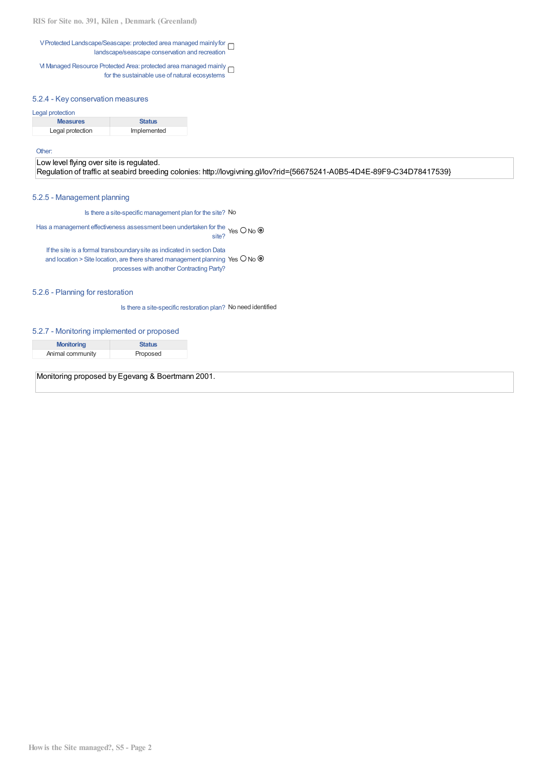V Protected Landscape/Seascape: protected area managed mainly for landscape/seascape conservation and recreation ☐

VI Managed Resource Protected Area: protected area managed mainly for the sustainable use of natural ecosystems ☐

### 5.2.4 - Key conservation measures

Legal protection

| Measures | Status |
|---|---|
| Legal protection | Implemented |

Other:

Low level flying over site is regulated.
Regulation of traffic at seabird breeding colonies: http://lovgivning.gl/lov?rid={56675241-A0B5-4D4E-89F9-C34D78417539}

### 5.2.5 - Management planning

Is there a site-specific management plan for the site? No

Has a management effectiveness assessment been undertaken for the site? Yes ○ No ◉

If the site is a formal transboundary site as indicated in section Data and location > Site location, are there shared management planning processes with another Contracting Party? Yes ○ No ◉

### 5.2.6 - Planning for restoration

Is there a site-specific restoration plan? No need identified

### 5.2.7 - Monitoring implemented or proposed

| Monitoring | Status |
|---|---|
| Animal community | Proposed |

Monitoring proposed by Egevang & Boertmann 2001.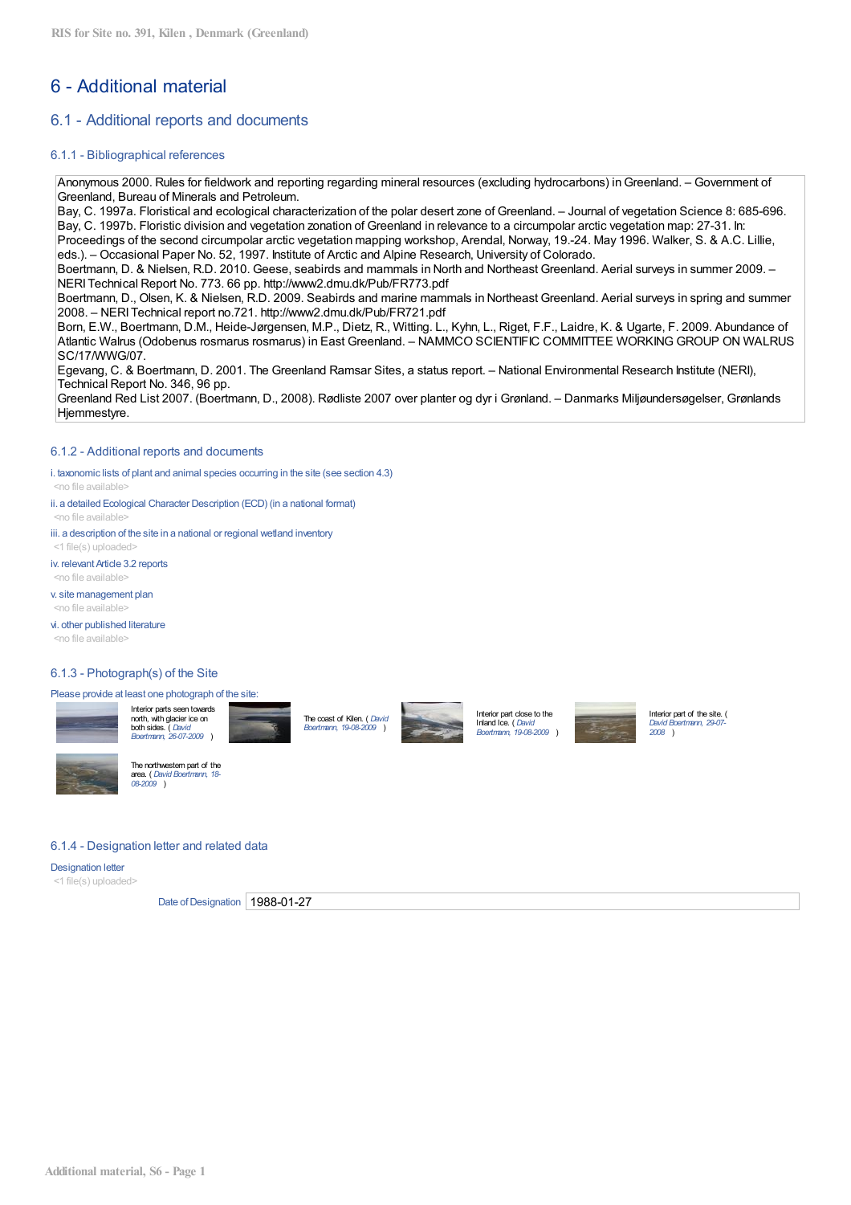# 6 - Additional material

## 6.1 - Additional reports and documents

### 6.1.1 - Bibliographical references

Anonymous 2000. Rules for fieldwork and reporting regarding mineral resources (excluding hydrocarbons) in Greenland. – Government of Greenland, Bureau of Minerals and Petroleum.
Bay, C. 1997a. Floristical and ecological characterization of the polar desert zone of Greenland. – Journal of vegetation Science 8: 685-696.
Bay, C. 1997b. Floristic division and vegetation zonation of Greenland in relevance to a circumpolar arctic vegetation map: 27-31. In: Proceedings of the second circumpolar arctic vegetation mapping workshop, Arendal, Norway, 19.-24. May 1996. Walker, S. & A.C. Lillie, eds.). – Occasional Paper No. 52, 1997. Institute of Arctic and Alpine Research, University of Colorado.
Boertmann, D. & Nielsen, R.D. 2010. Geese, seabirds and mammals in North and Northeast Greenland. Aerial surveys in summer 2009. – NERI Technical Report No. 773. 66 pp. http://www2.dmu.dk/Pub/FR773.pdf
Boertmann, D., Olsen, K. & Nielsen, R.D. 2009. Seabirds and marine mammals in Northeast Greenland. Aerial surveys in spring and summer 2008. – NERI Technical report no.721. http://www2.dmu.dk/Pub/FR721.pdf
Born, E.W., Boertmann, D.M., Heide-Jørgensen, M.P., Dietz, R., Witting. L., Kyhn, L., Riget, F.F., Laidre, K. & Ugarte, F. 2009. Abundance of Atlantic Walrus (Odobenus rosmarus rosmarus) in East Greenland. – NAMMCO SCIENTIFIC COMMITTEE WORKING GROUP ON WALRUS SC/17/WWG/07.
Egevang, C. & Boertmann, D. 2001. The Greenland Ramsar Sites, a status report. – National Environmental Research Institute (NERI), Technical Report No. 346, 96 pp.
Greenland Red List 2007. (Boertmann, D., 2008). Rødliste 2007 over planter og dyr i Grønland. – Danmarks Miljøundersøgelser, Grønlands Hjemmestyre.

### 6.1.2 - Additional reports and documents

i. taxonomic lists of plant and animal species occurring in the site (see section 4.3)
<no file available>

ii. a detailed Ecological Character Description (ECD) (in a national format)
<no file available>

iii. a description of the site in a national or regional wetland inventory
<1 file(s) uploaded>

iv. relevant Article 3.2 reports
<no file available>

v. site management plan
<no file available>

vi. other published literature
<no file available>

### 6.1.3 - Photograph(s) of the Site

Please provide at least one photograph of the site:

Interior parts seen towards north, with glacier ice on both sides. ( *David Boertmann, 26-07-2009* )

The coast of Kilen. ( *David Boertmann, 19-08-2009* )

Interior part close to the Inland Ice. ( *David Boertmann, 19-08-2009* )

Interior part of the site. ( *David Boertmann, 29-07-2008* )

The northwestern part of the area. ( *David Boertmann, 18-08-2009* )

### 6.1.4 - Designation letter and related data

Designation letter
<1 file(s) uploaded>

Date of Designation: 1988-01-27